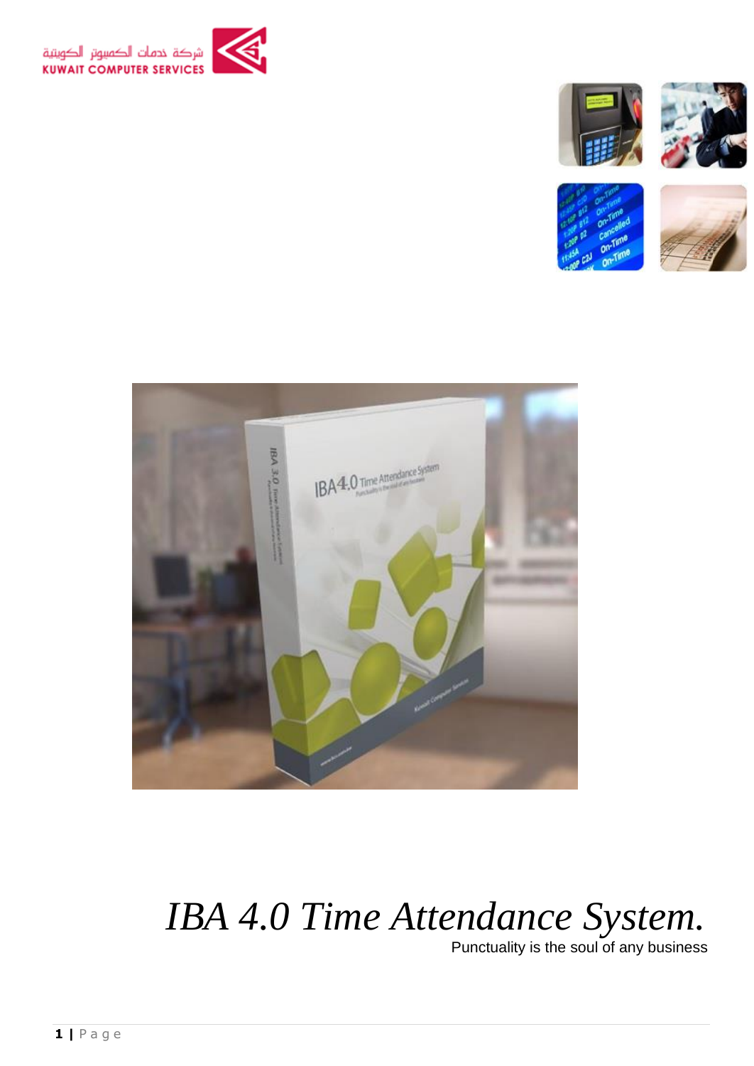شركة خدمات الكمبيوتر الكويتية
KUWAIT COMPUTER SERVICES

# *IBA 4.0 Time Attendance System.*

Punctuality is the soul of any business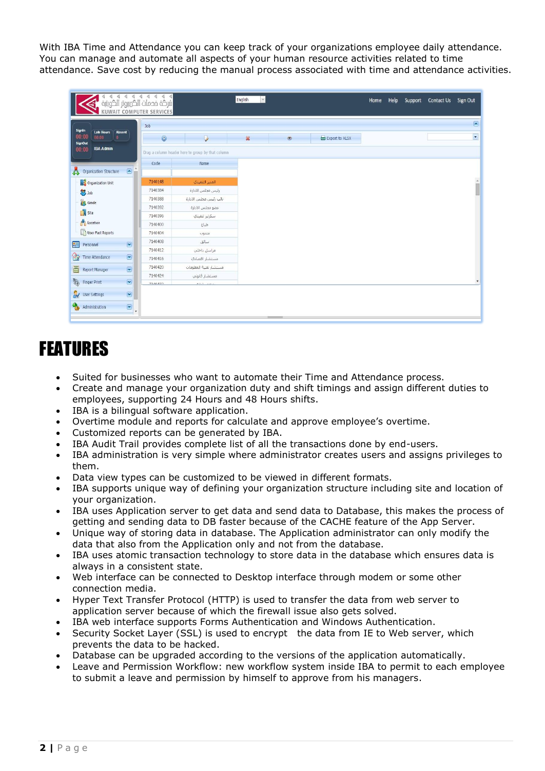With IBA Time and Attendance you can keep track of your organizations employee daily attendance. You can manage and automate all aspects of your human resource activities related to time attendance. Save cost by reducing the manual process associated with time and attendance activities.

# FEATURES

- Suited for businesses who want to automate their Time and Attendance process.
- Create and manage your organization duty and shift timings and assign different duties to employees, supporting 24 Hours and 48 Hours shifts.
- IBA is a bilingual software application.
- Overtime module and reports for calculate and approve employee's overtime.
- Customized reports can be generated by IBA.
- IBA Audit Trail provides complete list of all the transactions done by end-users.
- IBA administration is very simple where administrator creates users and assigns privileges to them.
- Data view types can be customized to be viewed in different formats.
- IBA supports unique way of defining your organization structure including site and location of your organization.
- IBA uses Application server to get data and send data to Database, this makes the process of getting and sending data to DB faster because of the CACHE feature of the App Server.
- Unique way of storing data in database. The Application administrator can only modify the data that also from the Application only and not from the database.
- IBA uses atomic transaction technology to store data in the database which ensures data is always in a consistent state.
- Web interface can be connected to Desktop interface through modem or some other connection media.
- Hyper Text Transfer Protocol (HTTP) is used to transfer the data from web server to application server because of which the firewall issue also gets solved.
- IBA web interface supports Forms Authentication and Windows Authentication.
- Security Socket Layer (SSL) is used to encrypt the data from IE to Web server, which prevents the data to be hacked.
- Database can be upgraded according to the versions of the application automatically.
- Leave and Permission Workflow: new workflow system inside IBA to permit to each employee to submit a leave and permission by himself to approve from his managers.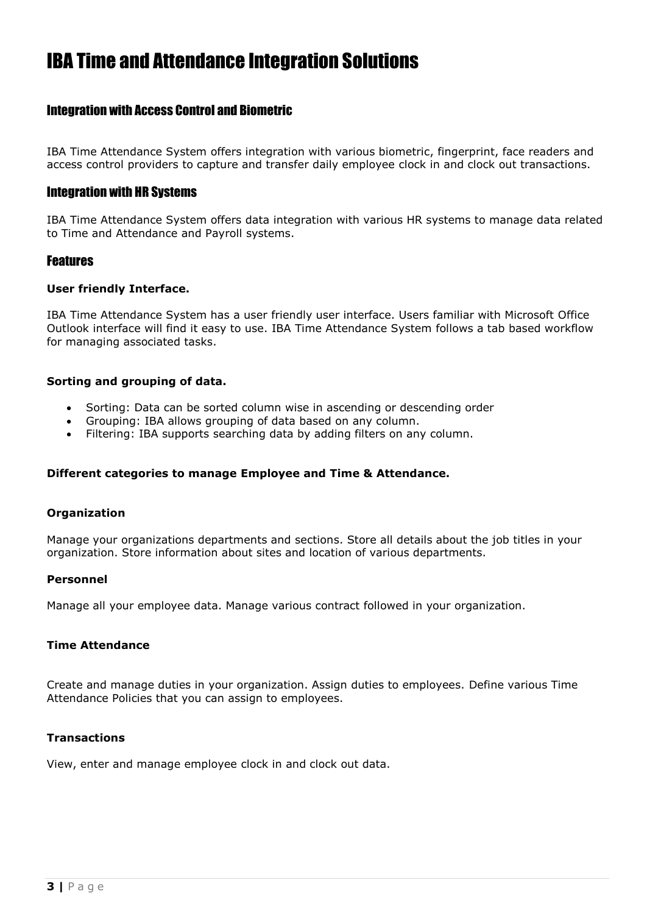# IBA Time and Attendance Integration Solutions

## Integration with Access Control and Biometric

IBA Time Attendance System offers integration with various biometric, fingerprint, face readers and access control providers to capture and transfer daily employee clock in and clock out transactions.

## Integration with HR Systems

IBA Time Attendance System offers data integration with various HR systems to manage data related to Time and Attendance and Payroll systems.

## Features

**User friendly Interface.**

IBA Time Attendance System has a user friendly user interface. Users familiar with Microsoft Office Outlook interface will find it easy to use. IBA Time Attendance System follows a tab based workflow for managing associated tasks.

**Sorting and grouping of data.**

- Sorting: Data can be sorted column wise in ascending or descending order
- Grouping: IBA allows grouping of data based on any column.
- Filtering: IBA supports searching data by adding filters on any column.

**Different categories to manage Employee and Time & Attendance.**

**Organization**

Manage your organizations departments and sections. Store all details about the job titles in your organization. Store information about sites and location of various departments.

**Personnel**

Manage all your employee data. Manage various contract followed in your organization.

**Time Attendance**

Create and manage duties in your organization. Assign duties to employees. Define various Time Attendance Policies that you can assign to employees.

**Transactions**

View, enter and manage employee clock in and clock out data.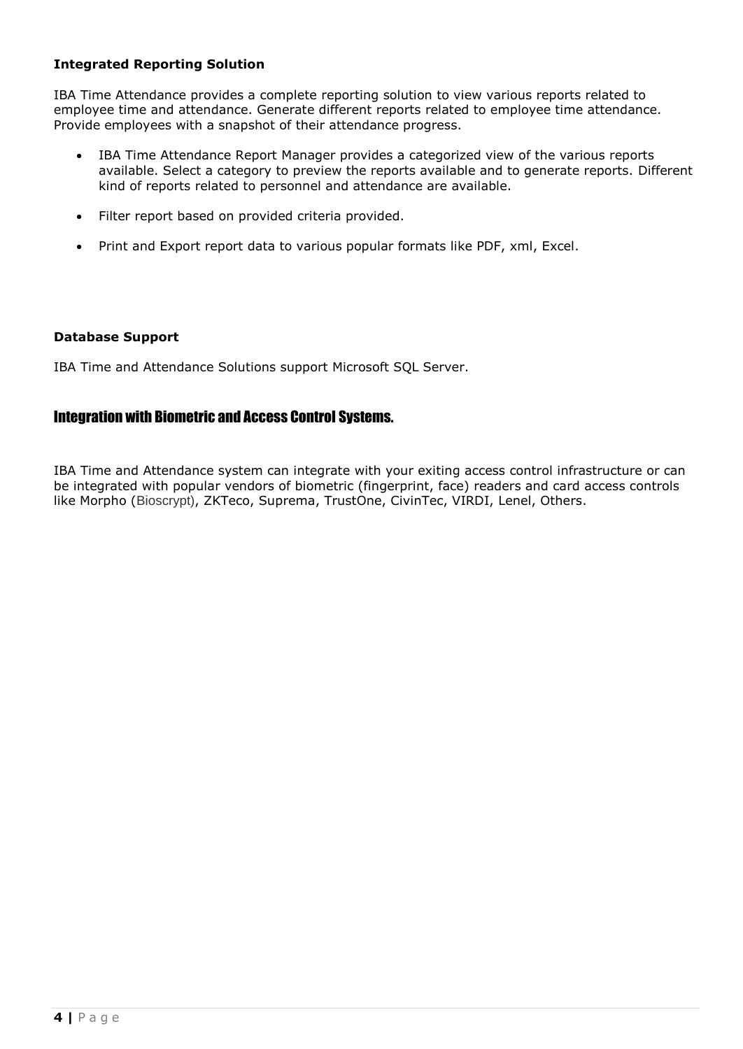**Integrated Reporting Solution**

IBA Time Attendance provides a complete reporting solution to view various reports related to employee time and attendance. Generate different reports related to employee time attendance. Provide employees with a snapshot of their attendance progress.

- IBA Time Attendance Report Manager provides a categorized view of the various reports available. Select a category to preview the reports available and to generate reports. Different kind of reports related to personnel and attendance are available.
- Filter report based on provided criteria provided.
- Print and Export report data to various popular formats like PDF, xml, Excel.

**Database Support**

IBA Time and Attendance Solutions support Microsoft SQL Server.

## Integration with Biometric and Access Control Systems.

IBA Time and Attendance system can integrate with your exiting access control infrastructure or can be integrated with popular vendors of biometric (fingerprint, face) readers and card access controls like Morpho (Bioscrypt), ZKTeco, Suprema, TrustOne, CivinTec, VIRDI, Lenel, Others.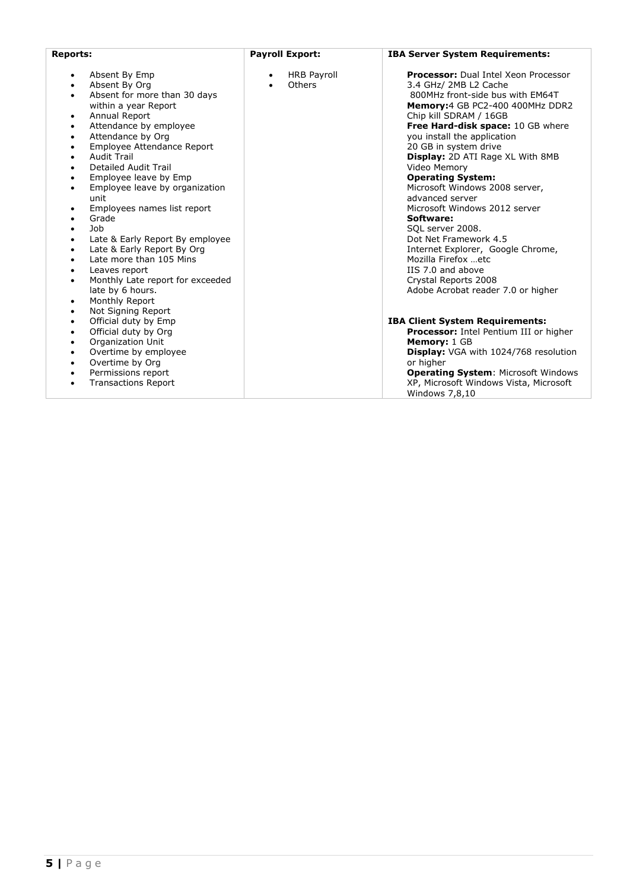**Reports:**

- Absent By Emp
- Absent By Org
- Absent for more than 30 days within a year Report
- Annual Report
- Attendance by employee
- Attendance by Org
- Employee Attendance Report
- Audit Trail
- Detailed Audit Trail
- Employee leave by Emp
- Employee leave by organization unit
- Employees names list report
- Grade
- Job
- Late & Early Report By employee
- Late & Early Report By Org
- Late more than 105 Mins
- Leaves report
- Monthly Late report for exceeded late by 6 hours.
- Monthly Report
- Not Signing Report
- Official duty by Emp
- Official duty by Org
- Organization Unit
- Overtime by employee
- Overtime by Org
- Permissions report
- Transactions Report

**Payroll Export:**

- HRB Payroll
- Others

**IBA Server System Requirements:**

**Processor:** Dual Intel Xeon Processor 3.4 GHz/ 2MB L2 Cache 800MHz front-side bus with EM64T
**Memory:**4 GB PC2-400 400MHz DDR2 Chip kill SDRAM / 16GB
**Free Hard-disk space:** 10 GB where you install the application 20 GB in system drive
**Display:** 2D ATI Rage XL With 8MB Video Memory
**Operating System:**
Microsoft Windows 2008 server, advanced server
Microsoft Windows 2012 server
**Software:**
SQL server 2008.
Dot Net Framework 4.5
Internet Explorer, Google Chrome, Mozilla Firefox …etc
IIS 7.0 and above
Crystal Reports 2008
Adobe Acrobat reader 7.0 or higher

**IBA Client System Requirements:**
**Processor:** Intel Pentium III or higher
**Memory:** 1 GB
**Display:** VGA with 1024/768 resolution or higher
**Operating System**: Microsoft Windows XP, Microsoft Windows Vista, Microsoft Windows 7,8,10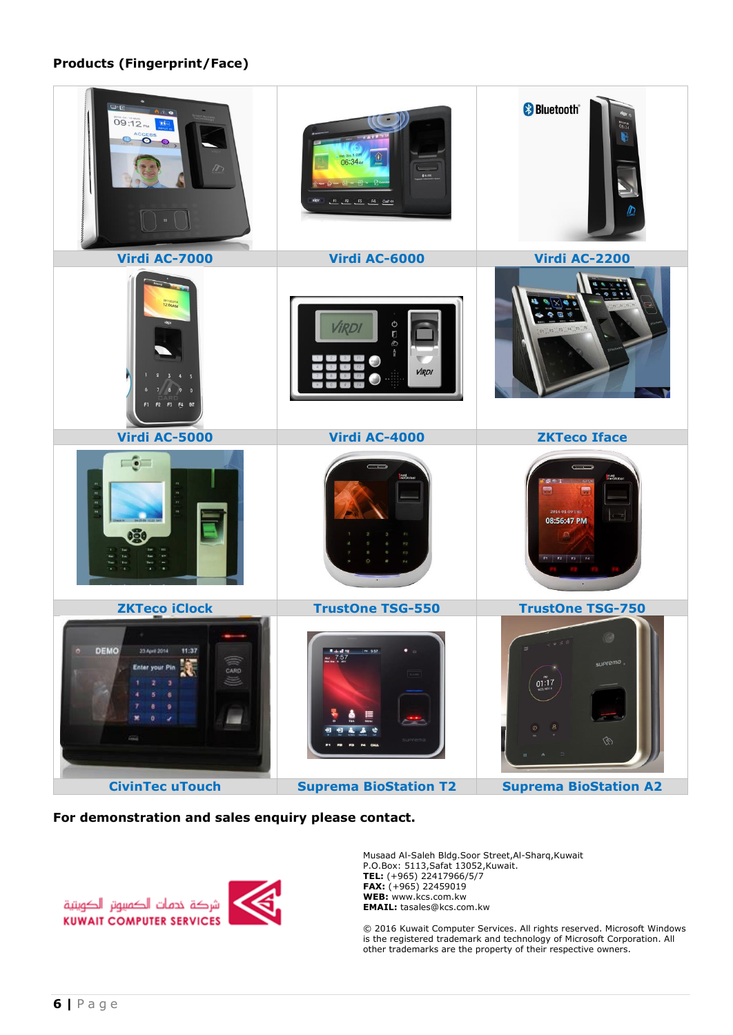**Products (Fingerprint/Face)**

| | | |
|---|---|---|
| Virdi AC-7000 | Virdi AC-6000 | Virdi AC-2200 |
| Virdi AC-5000 | Virdi AC-4000 | ZKTeco Iface |
| ZKTeco iClock | TrustOne TSG-550 | TrustOne TSG-750 |
| CivinTec uTouch | Suprema BioStation T2 | Suprema BioStation A2 |

**For demonstration and sales enquiry please contact.**

شركة خدمات الكمبيوتر الكويتية
KUWAIT COMPUTER SERVICES

Musaad Al-Saleh Bldg.Soor Street,Al-Sharq,Kuwait
P.O.Box: 5113,Safat 13052,Kuwait.
**TEL:** (+965) 22417966/5/7
**FAX:** (+965) 22459019
**WEB:** www.kcs.com.kw
**EMAIL:** tasales@kcs.com.kw

© 2016 Kuwait Computer Services. All rights reserved. Microsoft Windows is the registered trademark and technology of Microsoft Corporation. All other trademarks are the property of their respective owners.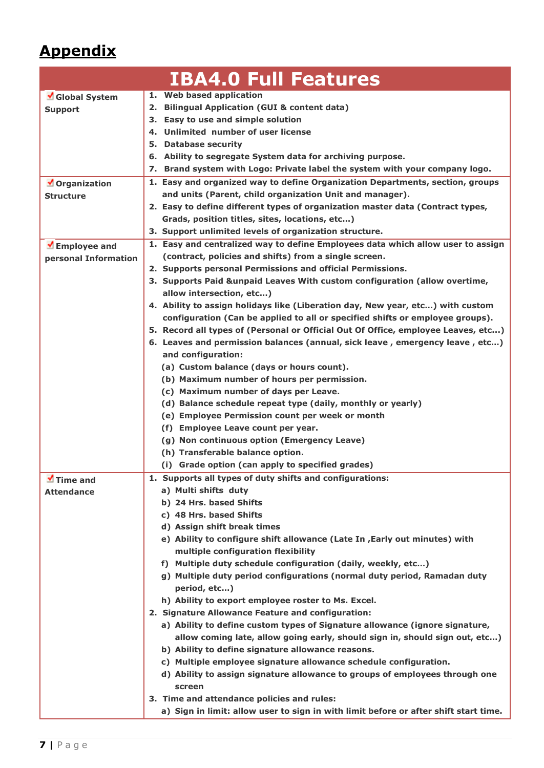## Appendix

| IBA4.0 Full Features | |
|---|---|
| Global System Support | 1. Web based application<br>2. Bilingual Application (GUI & content data)<br>3. Easy to use and simple solution<br>4. Unlimited number of user license<br>5. Database security<br>6. Ability to segregate System data for archiving purpose.<br>7. Brand system with Logo: Private label the system with your company logo. |
| Organization Structure | 1. Easy and organized way to define Organization Departments, section, groups and units (Parent, child organization Unit and manager).<br>2. Easy to define different types of organization master data (Contract types, Grads, position titles, sites, locations, etc…)<br>3. Support unlimited levels of organization structure. |
| Employee and personal Information | 1. Easy and centralized way to define Employees data which allow user to assign (contract, policies and shifts) from a single screen.<br>2. Supports personal Permissions and official Permissions.<br>3. Supports Paid &unpaid Leaves With custom configuration (allow overtime, allow intersection, etc…)<br>4. Ability to assign holidays like (Liberation day, New year, etc…) with custom configuration (Can be applied to all or specified shifts or employee groups).<br>5. Record all types of (Personal or Official Out Of Office, employee Leaves, etc…)<br>6. Leaves and permission balances (annual, sick leave , emergency leave , etc…) and configuration:<br>(a) Custom balance (days or hours count).<br>(b) Maximum number of hours per permission.<br>(c) Maximum number of days per Leave.<br>(d) Balance schedule repeat type (daily, monthly or yearly)<br>(e) Employee Permission count per week or month<br>(f) Employee Leave count per year.<br>(g) Non continuous option (Emergency Leave)<br>(h) Transferable balance option.<br>(i) Grade option (can apply to specified grades) |
| Time and Attendance | 1. Supports all types of duty shifts and configurations:<br>a) Multi shifts duty<br>b) 24 Hrs. based Shifts<br>c) 48 Hrs. based Shifts<br>d) Assign shift break times<br>e) Ability to configure shift allowance (Late In ,Early out minutes) with multiple configuration flexibility<br>f) Multiple duty schedule configuration (daily, weekly, etc…)<br>g) Multiple duty period configurations (normal duty period, Ramadan duty period, etc…)<br>h) Ability to export employee roster to Ms. Excel.<br>2. Signature Allowance Feature and configuration:<br>a) Ability to define custom types of Signature allowance (ignore signature, allow coming late, allow going early, should sign in, should sign out, etc…)<br>b) Ability to define signature allowance reasons.<br>c) Multiple employee signature allowance schedule configuration.<br>d) Ability to assign signature allowance to groups of employees through one screen<br>3. Time and attendance policies and rules:<br>a) Sign in limit: allow user to sign in with limit before or after shift start time. |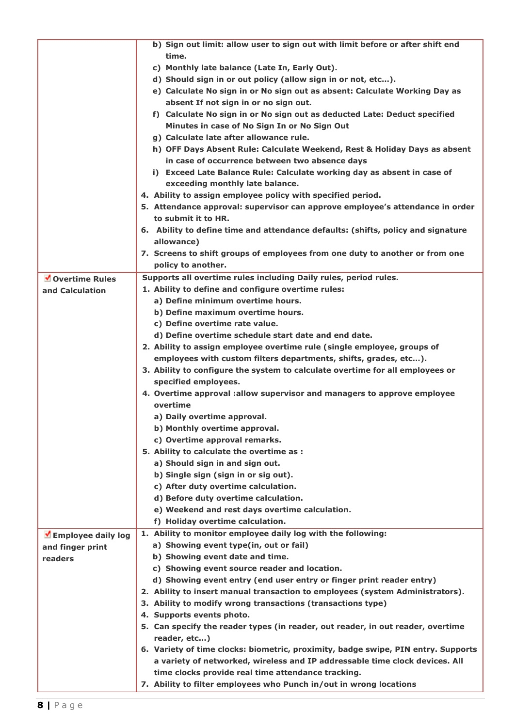| | |
|---|---|
| | b) Sign out limit: allow user to sign out with limit before or after shift end time.<br>c) Monthly late balance (Late In, Early Out).<br>d) Should sign in or out policy (allow sign in or not, etc...).<br>e) Calculate No sign in or No sign out as absent: Calculate Working Day as absent If not sign in or no sign out.<br>f) Calculate No sign in or No sign out as deducted Late: Deduct specified Minutes in case of No Sign In or No Sign Out<br>g) Calculate late after allowance rule.<br>h) OFF Days Absent Rule: Calculate Weekend, Rest & Holiday Days as absent in case of occurrence between two absence days<br>i) Exceed Late Balance Rule: Calculate working day as absent in case of exceeding monthly late balance.<br>4. Ability to assign employee policy with specified period.<br>5. Attendance approval: supervisor can approve employee's attendance in order to submit it to HR.<br>6. Ability to define time and attendance defaults: (shifts, policy and signature allowance)<br>7. Screens to shift groups of employees from one duty to another or from one policy to another. |
| **Overtime Rules and Calculation** | Supports all overtime rules including Daily rules, period rules.<br>1. Ability to define and configure overtime rules:<br>a) Define minimum overtime hours.<br>b) Define maximum overtime hours.<br>c) Define overtime rate value.<br>d) Define overtime schedule start date and end date.<br>2. Ability to assign employee overtime rule (single employee, groups of employees with custom filters departments, shifts, grades, etc...).<br>3. Ability to configure the system to calculate overtime for all employees or specified employees.<br>4. Overtime approval :allow supervisor and managers to approve employee overtime<br>a) Daily overtime approval.<br>b) Monthly overtime approval.<br>c) Overtime approval remarks.<br>5. Ability to calculate the overtime as :<br>a) Should sign in and sign out.<br>b) Single sign (sign in or sig out).<br>c) After duty overtime calculation.<br>d) Before duty overtime calculation.<br>e) Weekend and rest days overtime calculation.<br>f) Holiday overtime calculation. |
| **Employee daily log and finger print readers** | 1. Ability to monitor employee daily log with the following:<br>a) Showing event type(in, out or fail)<br>b) Showing event date and time.<br>c) Showing event source reader and location.<br>d) Showing event entry (end user entry or finger print reader entry)<br>2. Ability to insert manual transaction to employees (system Administrators).<br>3. Ability to modify wrong transactions (transactions type)<br>4. Supports events photo.<br>5. Can specify the reader types (in reader, out reader, in out reader, overtime reader, etc...)<br>6. Variety of time clocks: biometric, proximity, badge swipe, PIN entry. Supports a variety of networked, wireless and IP addressable time clock devices. All time clocks provide real time attendance tracking.<br>7. Ability to filter employees who Punch in/out in wrong locations |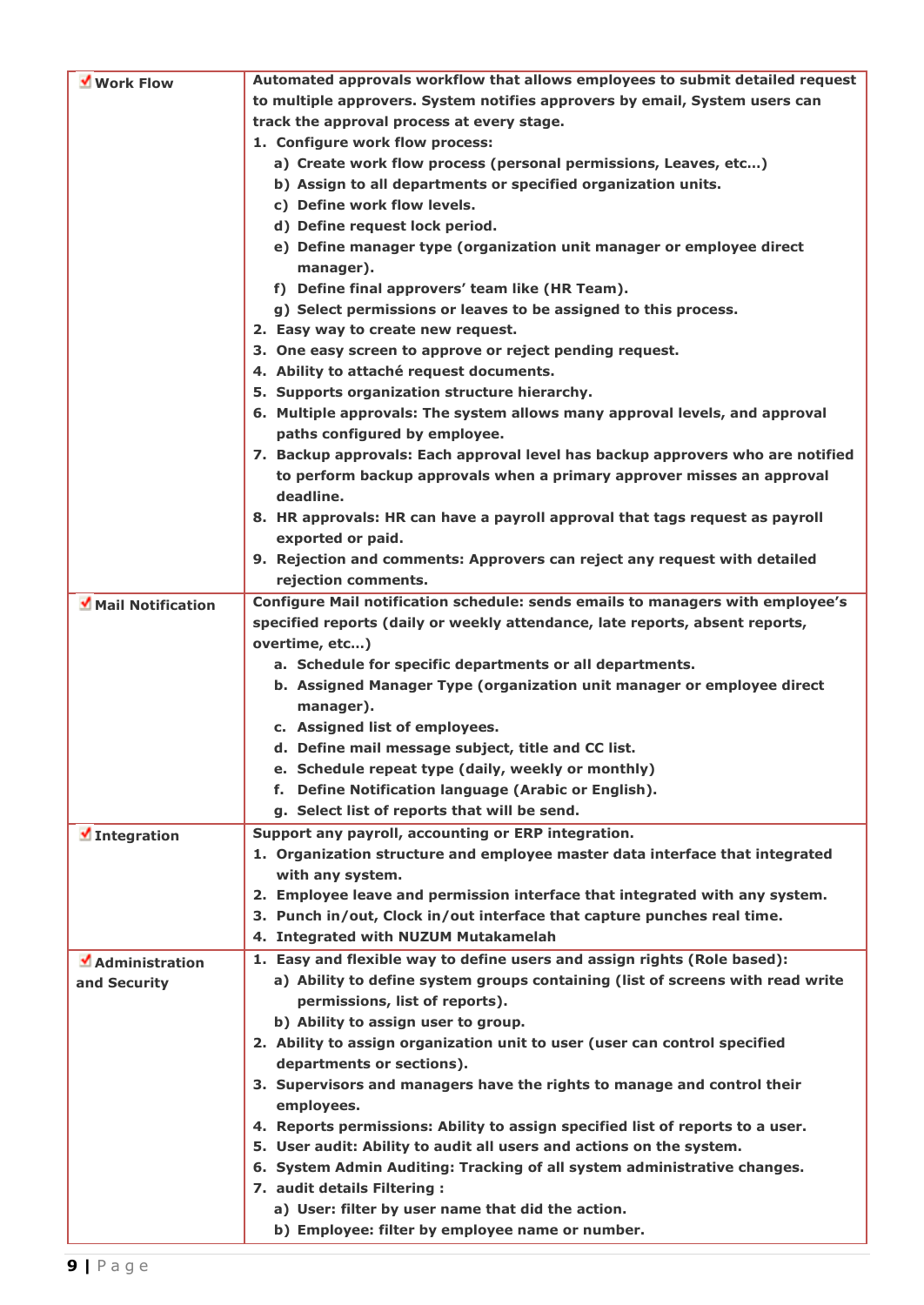| | |
|---|---|
| ✔ **Work Flow** | **Automated approvals workflow that allows employees to submit detailed request to multiple approvers. System notifies approvers by email, System users can track the approval process at every stage.**<br>**1. Configure work flow process:**<br>**a) Create work flow process (personal permissions, Leaves, etc…)**<br>**b) Assign to all departments or specified organization units.**<br>**c) Define work flow levels.**<br>**d) Define request lock period.**<br>**e) Define manager type (organization unit manager or employee direct manager).**<br>**f) Define final approvers' team like (HR Team).**<br>**g) Select permissions or leaves to be assigned to this process.**<br>**2. Easy way to create new request.**<br>**3. One easy screen to approve or reject pending request.**<br>**4. Ability to attaché request documents.**<br>**5. Supports organization structure hierarchy.**<br>**6. Multiple approvals: The system allows many approval levels, and approval paths configured by employee.**<br>**7. Backup approvals: Each approval level has backup approvers who are notified to perform backup approvals when a primary approver misses an approval deadline.**<br>**8. HR approvals: HR can have a payroll approval that tags request as payroll exported or paid.**<br>**9. Rejection and comments: Approvers can reject any request with detailed rejection comments.** |
| ✔ **Mail Notification** | **Configure Mail notification schedule: sends emails to managers with employee's specified reports (daily or weekly attendance, late reports, absent reports, overtime, etc…)**<br>**a. Schedule for specific departments or all departments.**<br>**b. Assigned Manager Type (organization unit manager or employee direct manager).**<br>**c. Assigned list of employees.**<br>**d. Define mail message subject, title and CC list.**<br>**e. Schedule repeat type (daily, weekly or monthly)**<br>**f. Define Notification language (Arabic or English).**<br>**g. Select list of reports that will be send.** |
| ✔ **Integration** | **Support any payroll, accounting or ERP integration.**<br>**1. Organization structure and employee master data interface that integrated with any system.**<br>**2. Employee leave and permission interface that integrated with any system.**<br>**3. Punch in/out, Clock in/out interface that capture punches real time.**<br>**4. Integrated with NUZUM Mutakamelah** |
| ✔ **Administration and Security** | **1. Easy and flexible way to define users and assign rights (Role based):**<br>**a) Ability to define system groups containing (list of screens with read write permissions, list of reports).**<br>**b) Ability to assign user to group.**<br>**2. Ability to assign organization unit to user (user can control specified departments or sections).**<br>**3. Supervisors and managers have the rights to manage and control their employees.**<br>**4. Reports permissions: Ability to assign specified list of reports to a user.**<br>**5. User audit: Ability to audit all users and actions on the system.**<br>**6. System Admin Auditing: Tracking of all system administrative changes.**<br>**7. audit details Filtering :**<br>**a) User: filter by user name that did the action.**<br>**b) Employee: filter by employee name or number.** |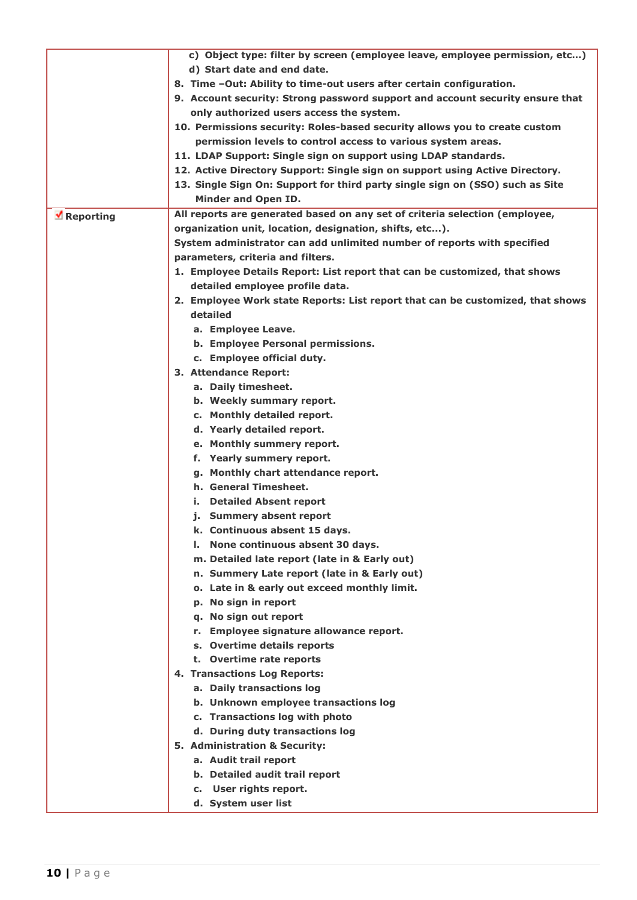| | |
|---|---|
| | **c) Object type: filter by screen (employee leave, employee permission, etc…)**<br>**d) Start date and end date.**<br>**8. Time –Out: Ability to time-out users after certain configuration.**<br>**9. Account security: Strong password support and account security ensure that only authorized users access the system.**<br>**10. Permissions security: Roles-based security allows you to create custom permission levels to control access to various system areas.**<br>**11. LDAP Support: Single sign on support using LDAP standards.**<br>**12. Active Directory Support: Single sign on support using Active Directory.**<br>**13. Single Sign On: Support for third party single sign on (SSO) such as Site Minder and Open ID.** |
| **Reporting** | **All reports are generated based on any set of criteria selection (employee, organization unit, location, designation, shifts, etc…).**<br>**System administrator can add unlimited number of reports with specified parameters, criteria and filters.**<br>**1. Employee Details Report: List report that can be customized, that shows detailed employee profile data.**<br>**2. Employee Work state Reports: List report that can be customized, that shows detailed**<br>**a. Employee Leave.**<br>**b. Employee Personal permissions.**<br>**c. Employee official duty.**<br>**3. Attendance Report:**<br>**a. Daily timesheet.**<br>**b. Weekly summary report.**<br>**c. Monthly detailed report.**<br>**d. Yearly detailed report.**<br>**e. Monthly summery report.**<br>**f. Yearly summery report.**<br>**g. Monthly chart attendance report.**<br>**h. General Timesheet.**<br>**i. Detailed Absent report**<br>**j. Summery absent report**<br>**k. Continuous absent 15 days.**<br>**l. None continuous absent 30 days.**<br>**m. Detailed late report (late in & Early out)**<br>**n. Summery Late report (late in & Early out)**<br>**o. Late in & early out exceed monthly limit.**<br>**p. No sign in report**<br>**q. No sign out report**<br>**r. Employee signature allowance report.**<br>**s. Overtime details reports**<br>**t. Overtime rate reports**<br>**4. Transactions Log Reports:**<br>**a. Daily transactions log**<br>**b. Unknown employee transactions log**<br>**c. Transactions log with photo**<br>**d. During duty transactions log**<br>**5. Administration & Security:**<br>**a. Audit trail report**<br>**b. Detailed audit trail report**<br>**c. User rights report.**<br>**d. System user list** |